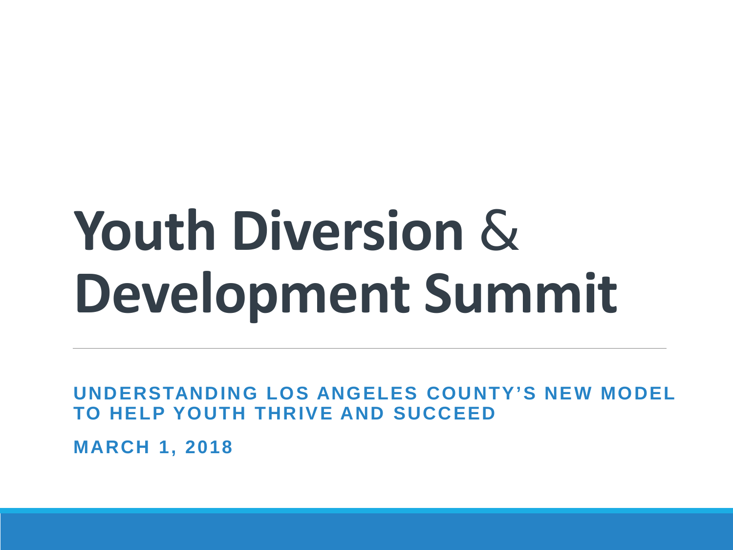# Youth Diversion & Development Summit

**UNDERSTANDING LOS ANGELES COUNTY'S NEW MODEL TO HELP YOUTH THRIVE AND SUCCEED**

**MARCH 1, 2018**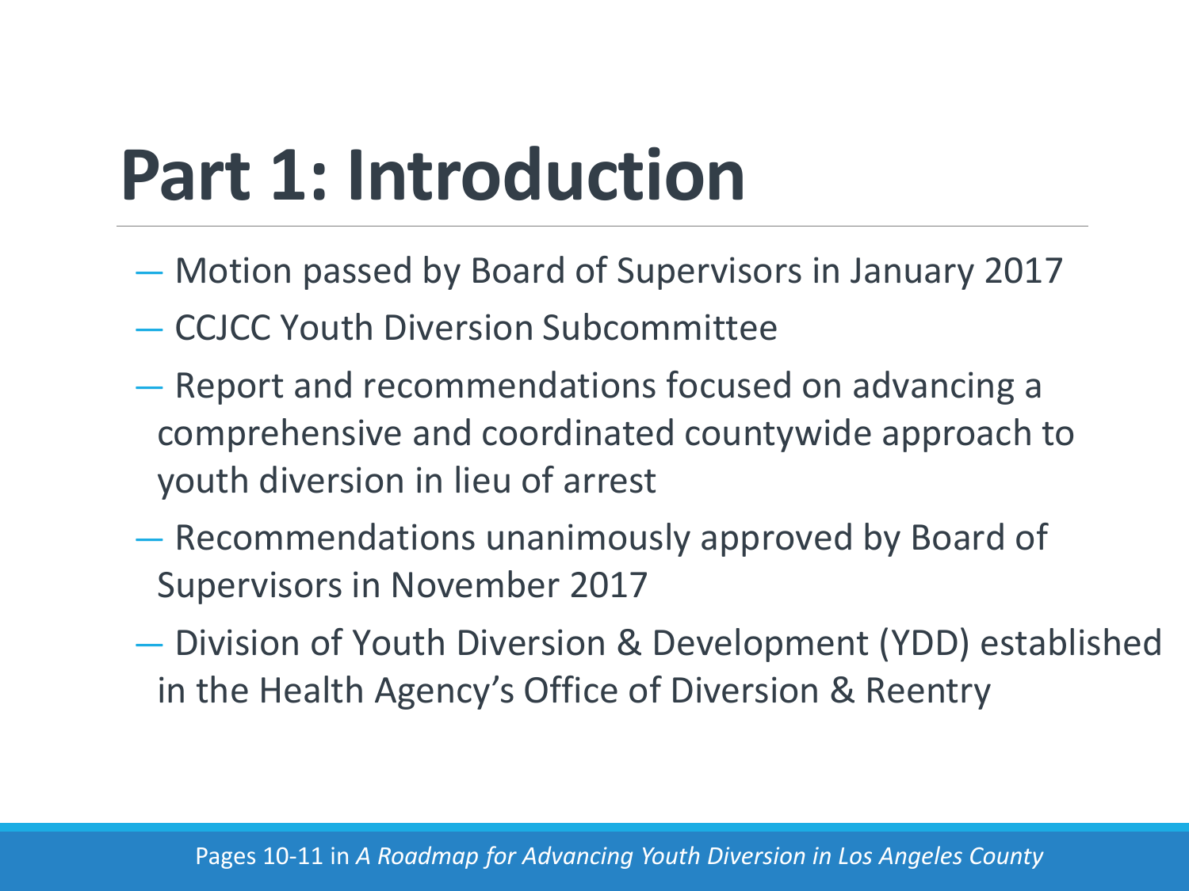# Part 1: Introduction

- Motion passed by Board of Supervisors in January 2017
- CCJCC Youth Diversion Subcommittee
- Report and recommendations focused on advancing a comprehensive and coordinated countywide approach to youth diversion in lieu of arrest
- Recommendations unanimously approved by Board of Supervisors in November 2017
- Division of Youth Diversion & Development (YDD) established in the Health Agency's Office of Diversion & Reentry

Pages 10-11 in *A Roadmap for Advancing Youth Diversion in Los Angeles County*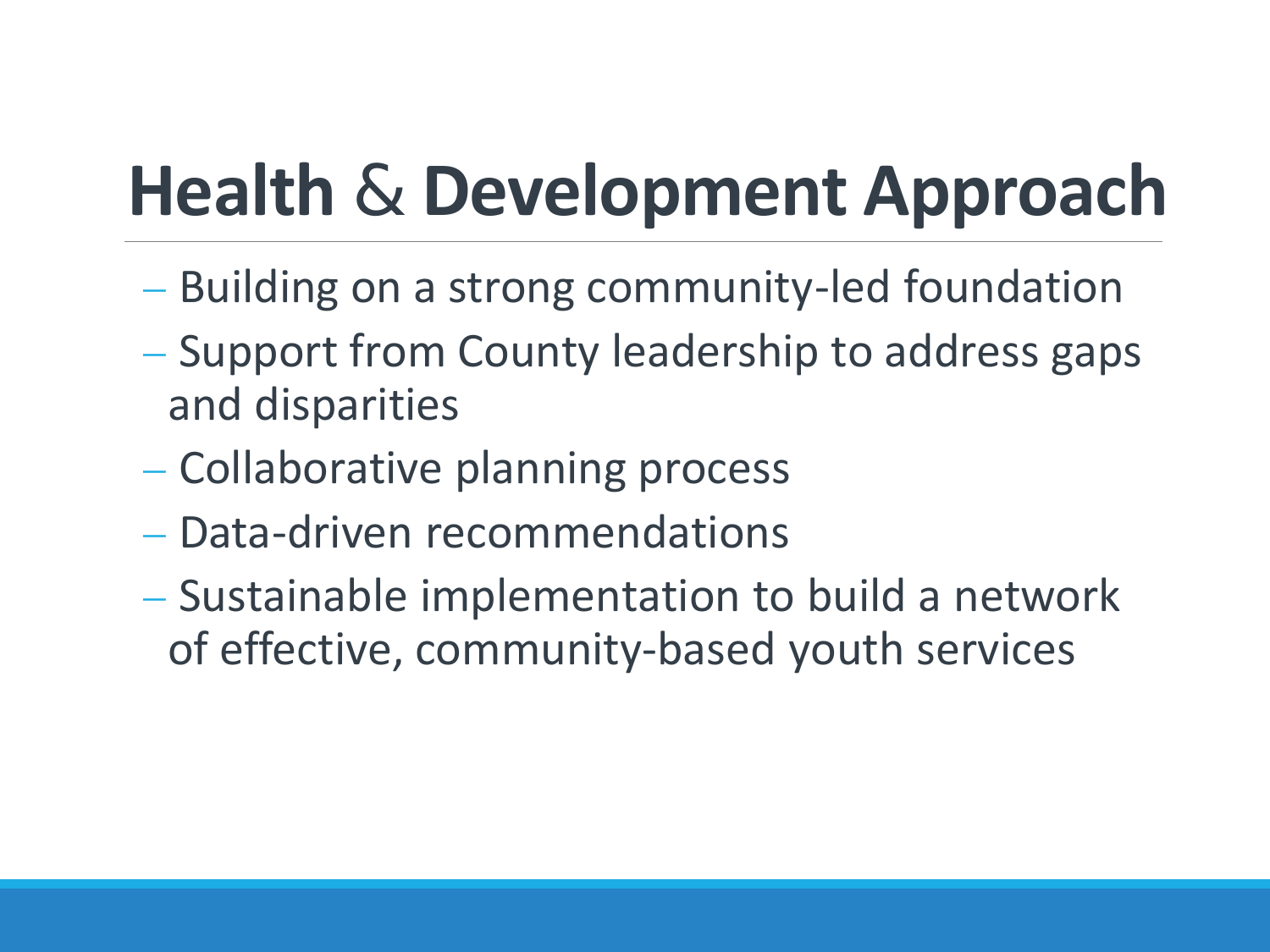# Health & Development Approach

- Building on a strong community-led foundation
- Support from County leadership to address gaps and disparities
- Collaborative planning process
- Data-driven recommendations
- Sustainable implementation to build a network of effective, community-based youth services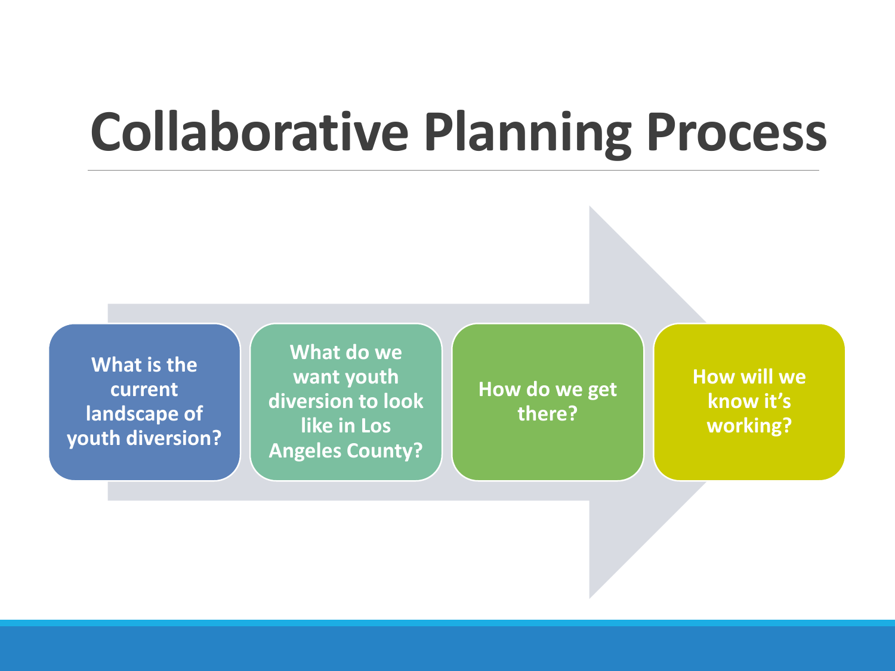# Collaborative Planning Process

1. What is the current landscape of youth diversion?
2. What do we want youth diversion to look like in Los Angeles County?
3. How do we get there?
4. How will we know it's working?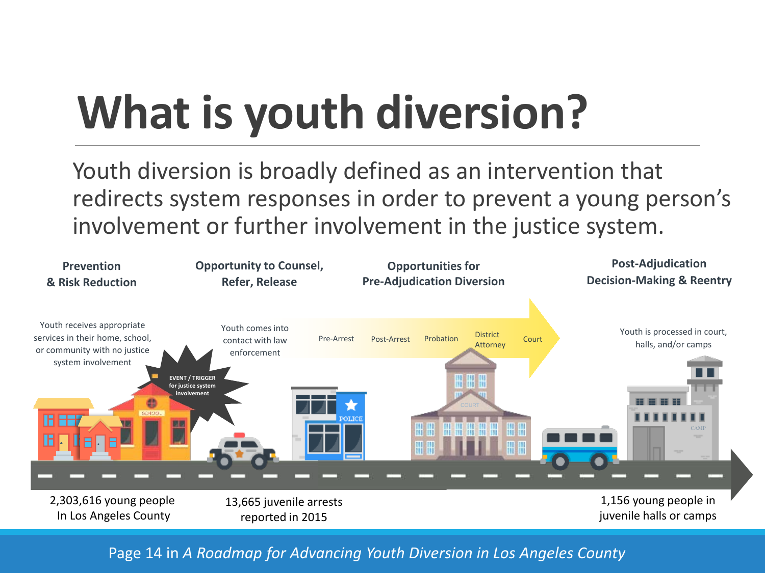# What is youth diversion?

Youth diversion is broadly defined as an intervention that redirects system responses in order to prevent a young person's involvement or further involvement in the justice system.

**Prevention & Risk Reduction**

Youth receives appropriate services in their home, school, or community with no justice system involvement

EVENT / TRIGGER for justice system involvement

2,303,616 young people In Los Angeles County

**Opportunity to Counsel, Refer, Release**

Youth comes into contact with law enforcement

13,665 juvenile arrests reported in 2015

**Opportunities for Pre-Adjudication Diversion**

Pre-Arrest → Post-Arrest → Probation → District Attorney → Court

**Post-Adjudication Decision-Making & Reentry**

Youth is processed in court, halls, and/or camps

1,156 young people in juvenile halls or camps

Page 14 in *A Roadmap for Advancing Youth Diversion in Los Angeles County*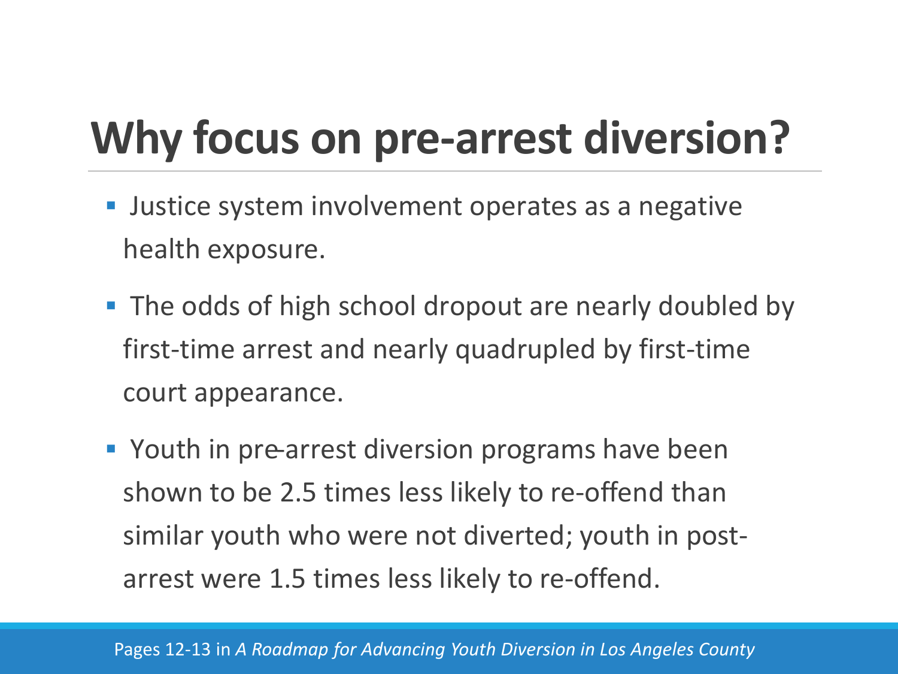# Why focus on pre-arrest diversion?

- Justice system involvement operates as a negative health exposure.
- The odds of high school dropout are nearly doubled by first-time arrest and nearly quadrupled by first-time court appearance.
- Youth in pre-arrest diversion programs have been shown to be 2.5 times less likely to re-offend than similar youth who were not diverted; youth in post-arrest were 1.5 times less likely to re-offend.

Pages 12-13 in *A Roadmap for Advancing Youth Diversion in Los Angeles County*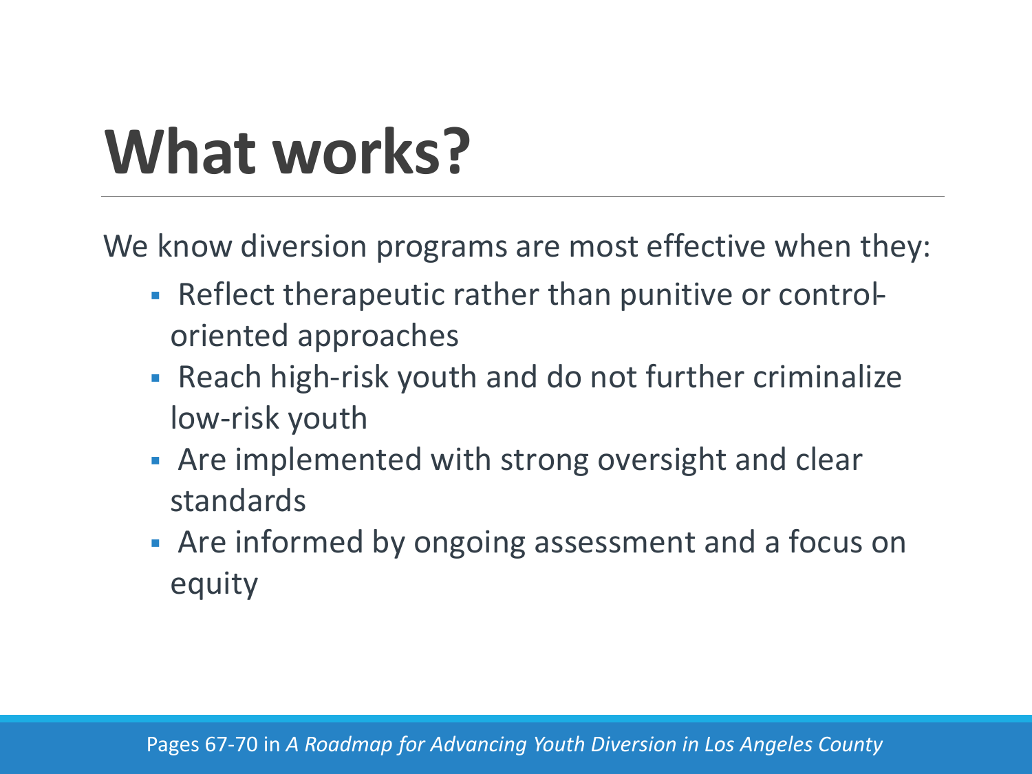# What works?

We know diversion programs are most effective when they:

- Reflect therapeutic rather than punitive or control-oriented approaches
- Reach high-risk youth and do not further criminalize low-risk youth
- Are implemented with strong oversight and clear standards
- Are informed by ongoing assessment and a focus on equity

Pages 67-70 in *A Roadmap for Advancing Youth Diversion in Los Angeles County*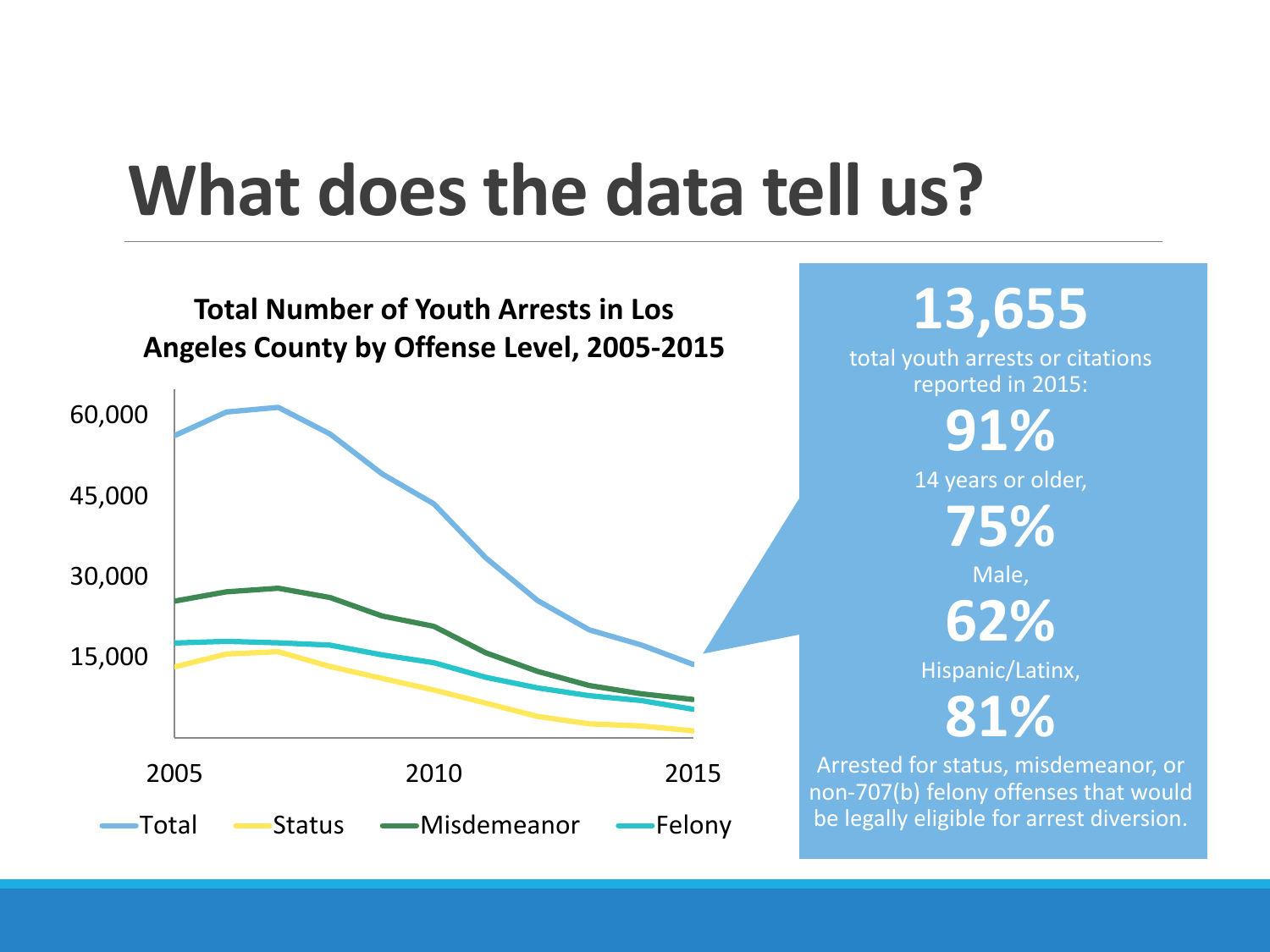# What does the data tell us?

**Total Number of Youth Arrests in Los Angeles County by Offense Level, 2005-2015**

60,000
45,000
30,000
15,000

2005 2010 2015

Total Status Misdemeanor Felony

**13,655**

total youth arrests or citations reported in 2015:

**91%**

14 years or older,

**75%**

Male,

**62%**

Hispanic/Latinx,

**81%**

Arrested for status, misdemeanor, or non-707(b) felony offenses that would be legally eligible for arrest diversion.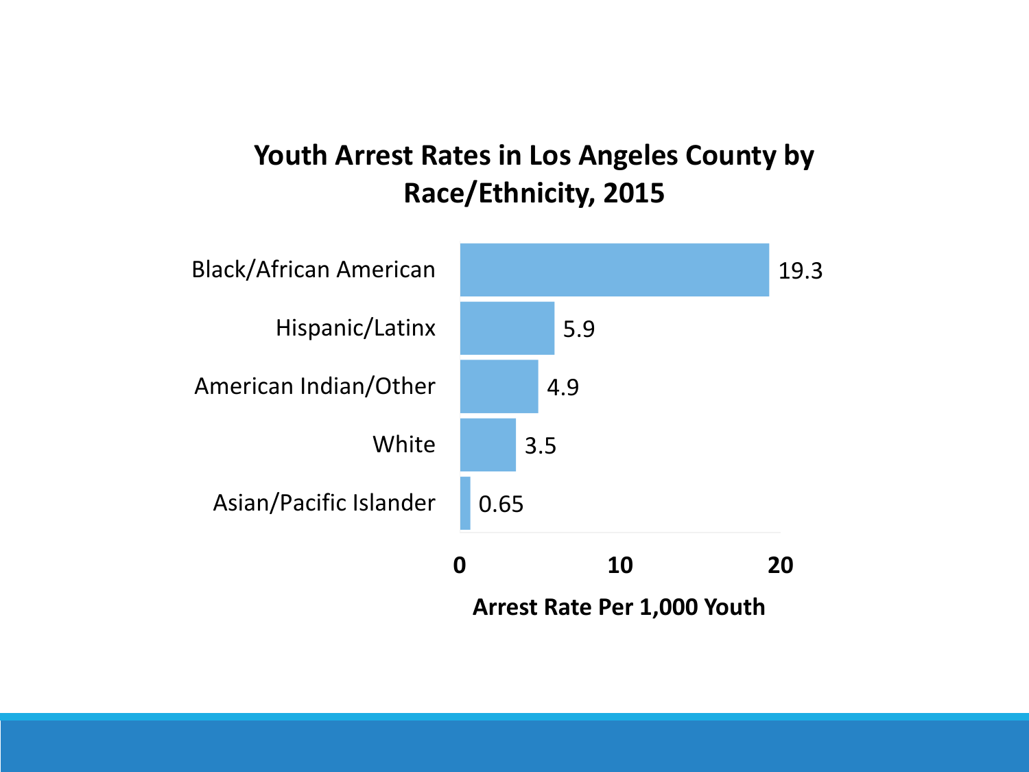## Youth Arrest Rates in Los Angeles County by Race/Ethnicity, 2015

| Race/Ethnicity | Arrest Rate Per 1,000 Youth |
| --- | --- |
| Black/African American | 19.3 |
| Hispanic/Latinx | 5.9 |
| American Indian/Other | 4.9 |
| White | 3.5 |
| Asian/Pacific Islander | 0.65 |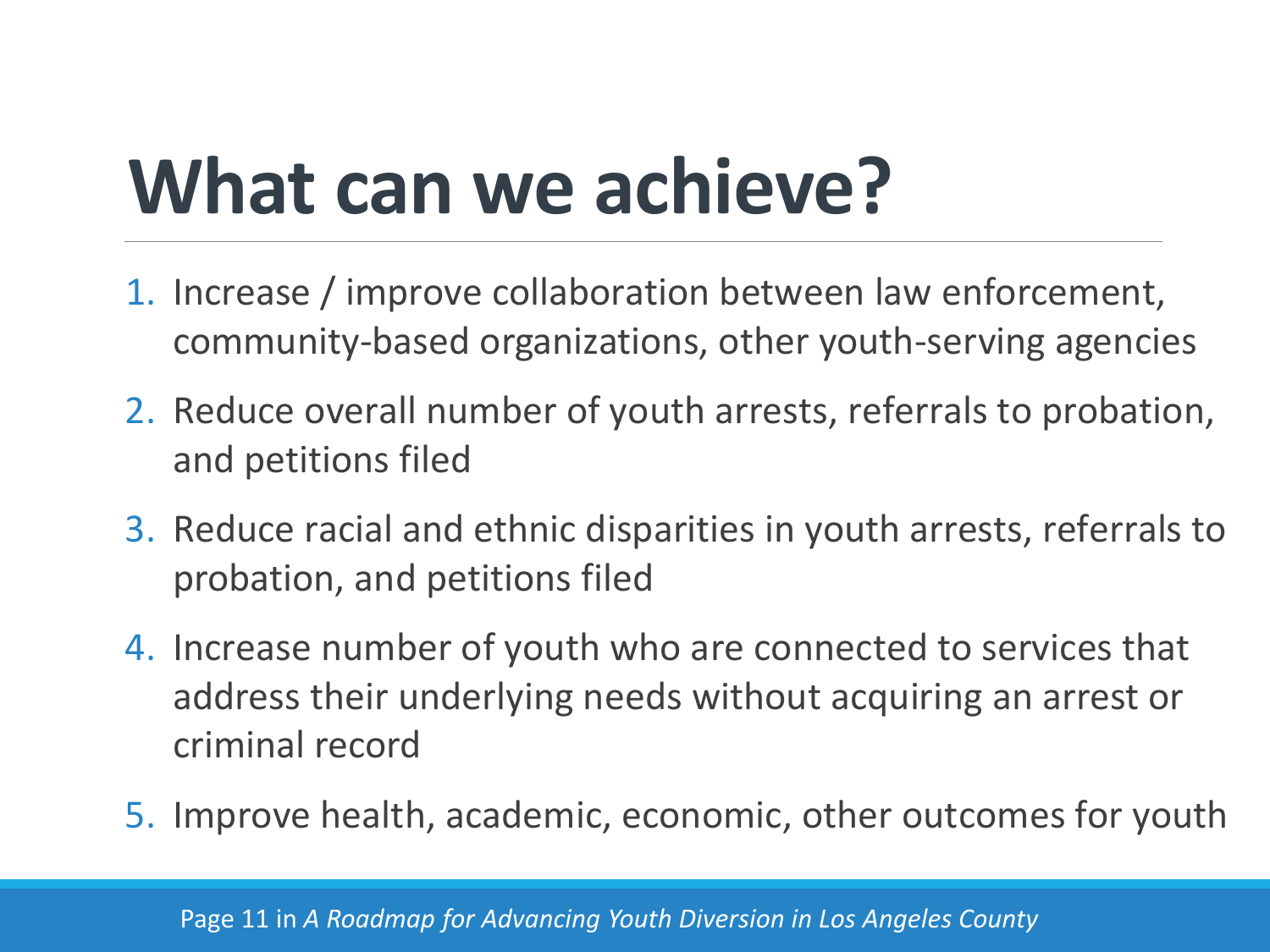# What can we achieve?

1. Increase / improve collaboration between law enforcement, community-based organizations, other youth-serving agencies
2. Reduce overall number of youth arrests, referrals to probation, and petitions filed
3. Reduce racial and ethnic disparities in youth arrests, referrals to probation, and petitions filed
4. Increase number of youth who are connected to services that address their underlying needs without acquiring an arrest or criminal record
5. Improve health, academic, economic, other outcomes for youth

Page 11 in *A Roadmap for Advancing Youth Diversion in Los Angeles County*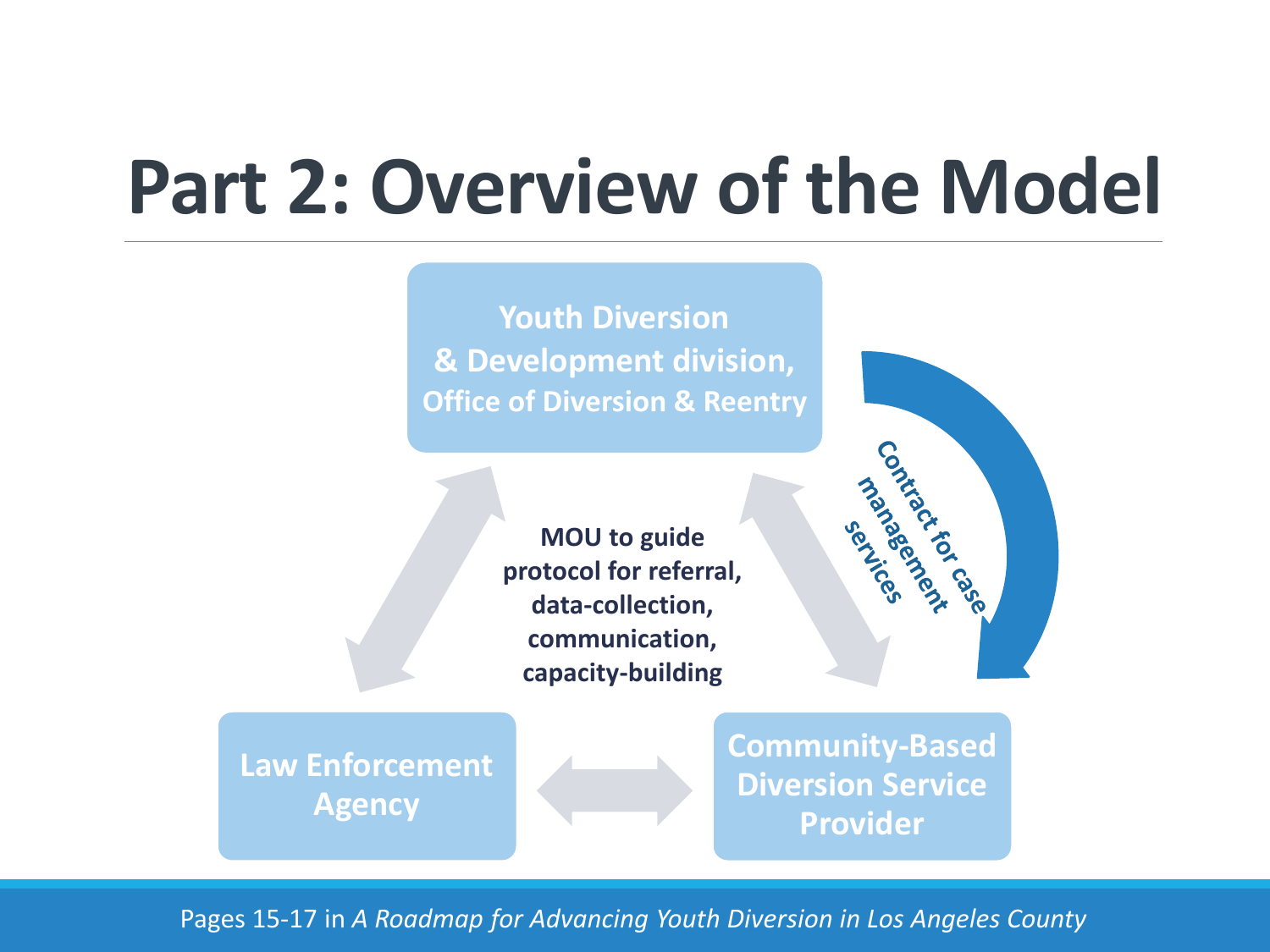# Part 2: Overview of the Model

**Youth Diversion & Development division, Office of Diversion & Reentry**

**Contract for case management services**

**MOU to guide protocol for referral, data-collection, communication, capacity-building**

**Law Enforcement Agency**

**Community-Based Diversion Service Provider**

Pages 15-17 in *A Roadmap for Advancing Youth Diversion in Los Angeles County*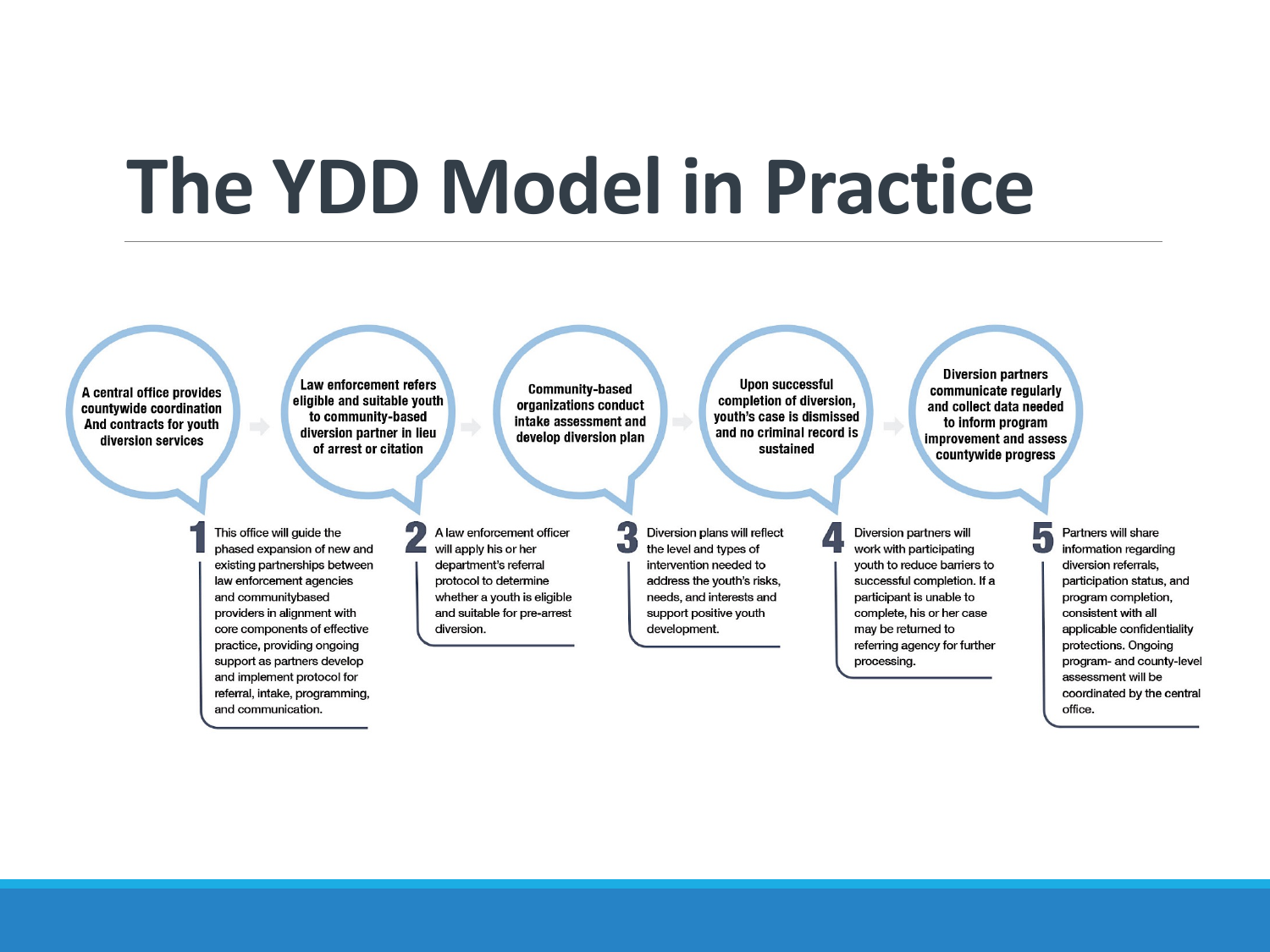# The YDD Model in Practice

**1. A central office provides countywide coordination And contracts for youth diversion services**

This office will guide the phased expansion of new and existing partnerships between law enforcement agencies and communitybased providers in alignment with core components of effective practice, providing ongoing support as partners develop and implement protocol for referral, intake, programming, and communication.

**2. Law enforcement refers eligible and suitable youth to community-based diversion partner in lieu of arrest or citation**

A law enforcement officer will apply his or her department's referral protocol to determine whether a youth is eligible and suitable for pre-arrest diversion.

**3. Community-based organizations conduct intake assessment and develop diversion plan**

Diversion plans will reflect the level and types of intervention needed to address the youth's risks, needs, and interests and support positive youth development.

**4. Upon successful completion of diversion, youth's case is dismissed and no criminal record is sustained**

Diversion partners will work with participating youth to reduce barriers to successful completion. If a participant is unable to complete, his or her case may be returned to referring agency for further processing.

**5. Diversion partners communicate regularly and collect data needed to inform program improvement and assess countywide progress**

Partners will share information regarding diversion referrals, participation status, and program completion, consistent with all applicable confidentiality protections. Ongoing program- and county-level assessment will be coordinated by the central office.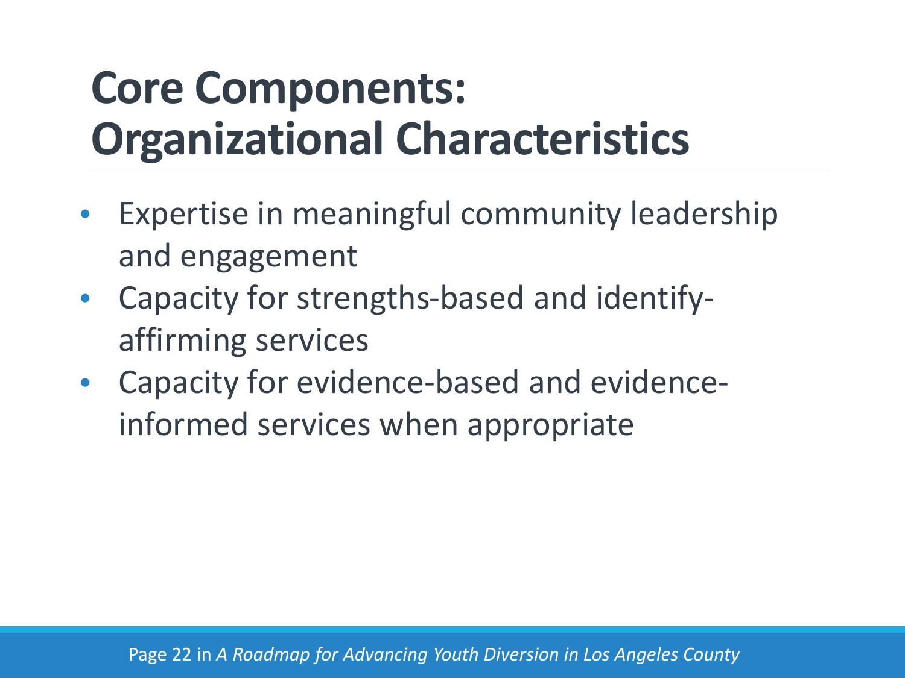# Core Components: Organizational Characteristics

- Expertise in meaningful community leadership and engagement
- Capacity for strengths-based and identify-affirming services
- Capacity for evidence-based and evidence-informed services when appropriate

Page 22 in *A Roadmap for Advancing Youth Diversion in Los Angeles County*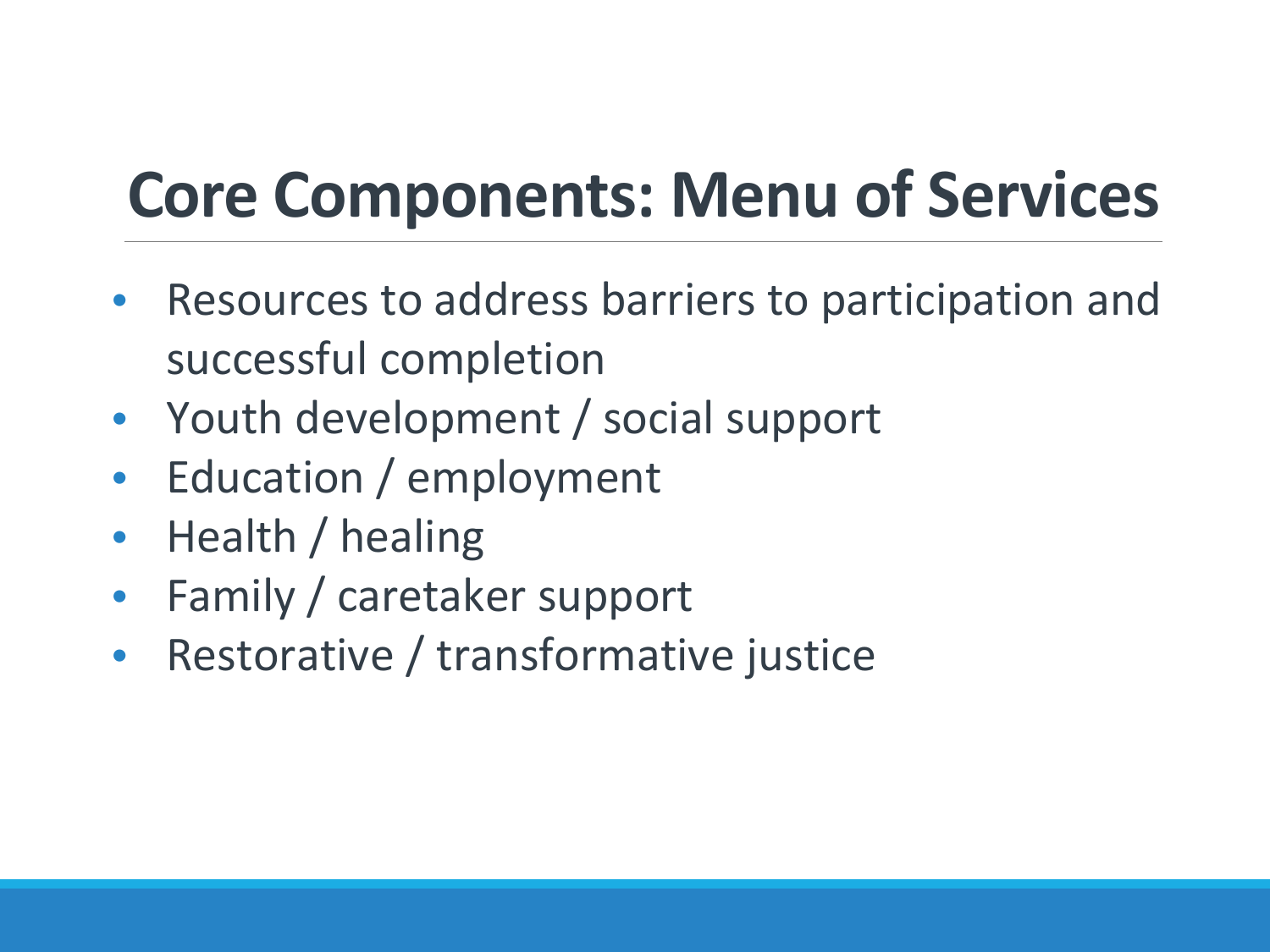# Core Components: Menu of Services

- Resources to address barriers to participation and successful completion
- Youth development / social support
- Education / employment
- Health / healing
- Family / caretaker support
- Restorative / transformative justice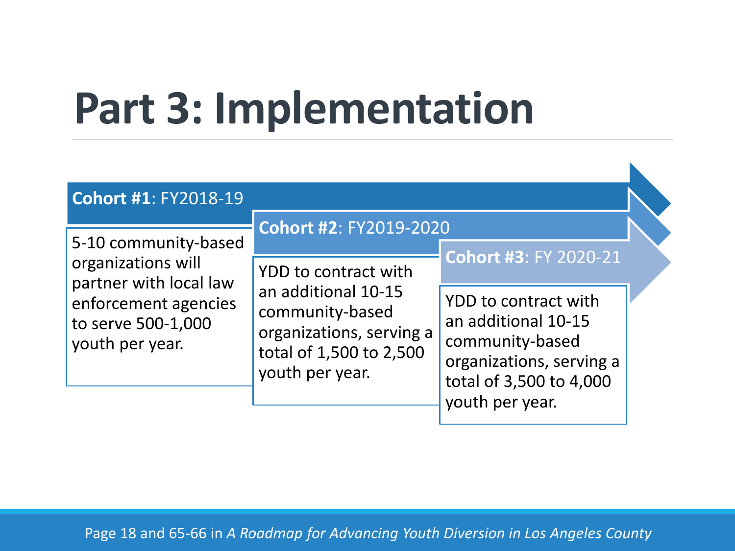# Part 3: Implementation

**Cohort #1**: FY2018-19

5-10 community-based organizations will partner with local law enforcement agencies to serve 500-1,000 youth per year.

**Cohort #2**: FY2019-2020

YDD to contract with an additional 10-15 community-based organizations, serving a total of 1,500 to 2,500 youth per year.

**Cohort #3**: FY 2020-21

YDD to contract with an additional 10-15 community-based organizations, serving a total of 3,500 to 4,000 youth per year.

Page 18 and 65-66 in *A Roadmap for Advancing Youth Diversion in Los Angeles County*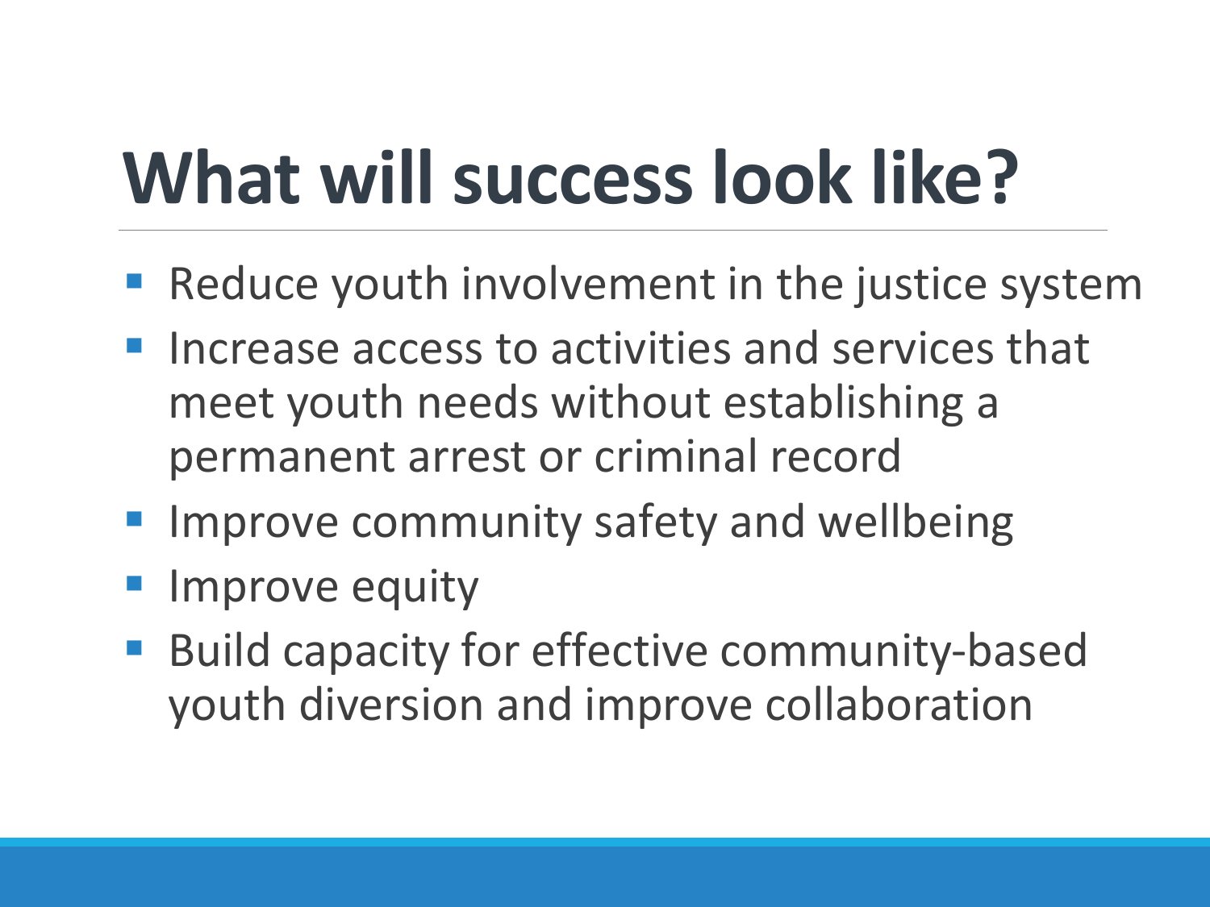# What will success look like?

- Reduce youth involvement in the justice system
- Increase access to activities and services that meet youth needs without establishing a permanent arrest or criminal record
- Improve community safety and wellbeing
- Improve equity
- Build capacity for effective community-based youth diversion and improve collaboration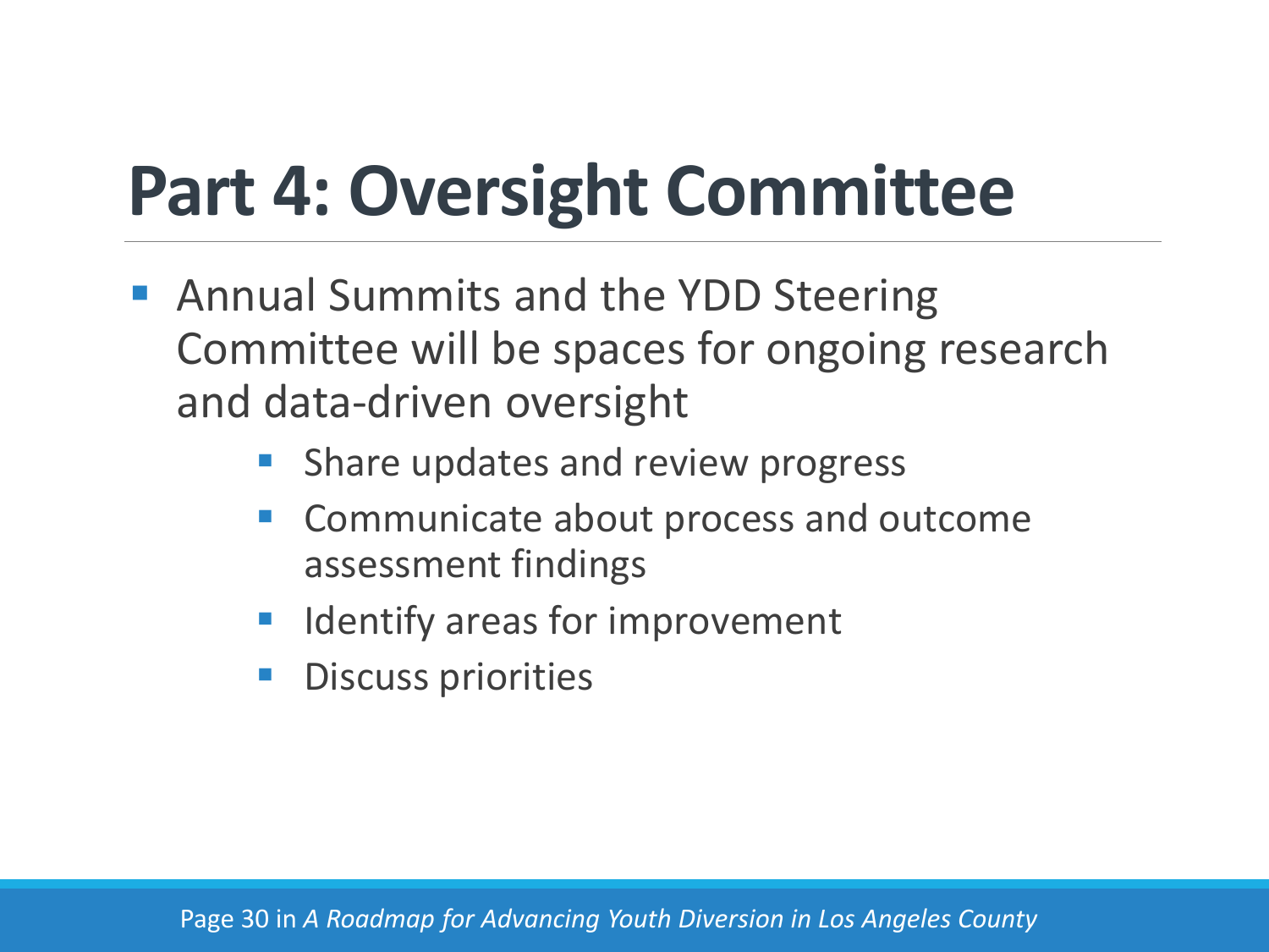# Part 4: Oversight Committee

- Annual Summits and the YDD Steering Committee will be spaces for ongoing research and data-driven oversight
  - Share updates and review progress
  - Communicate about process and outcome assessment findings
  - Identify areas for improvement
  - Discuss priorities

Page 30 in *A Roadmap for Advancing Youth Diversion in Los Angeles County*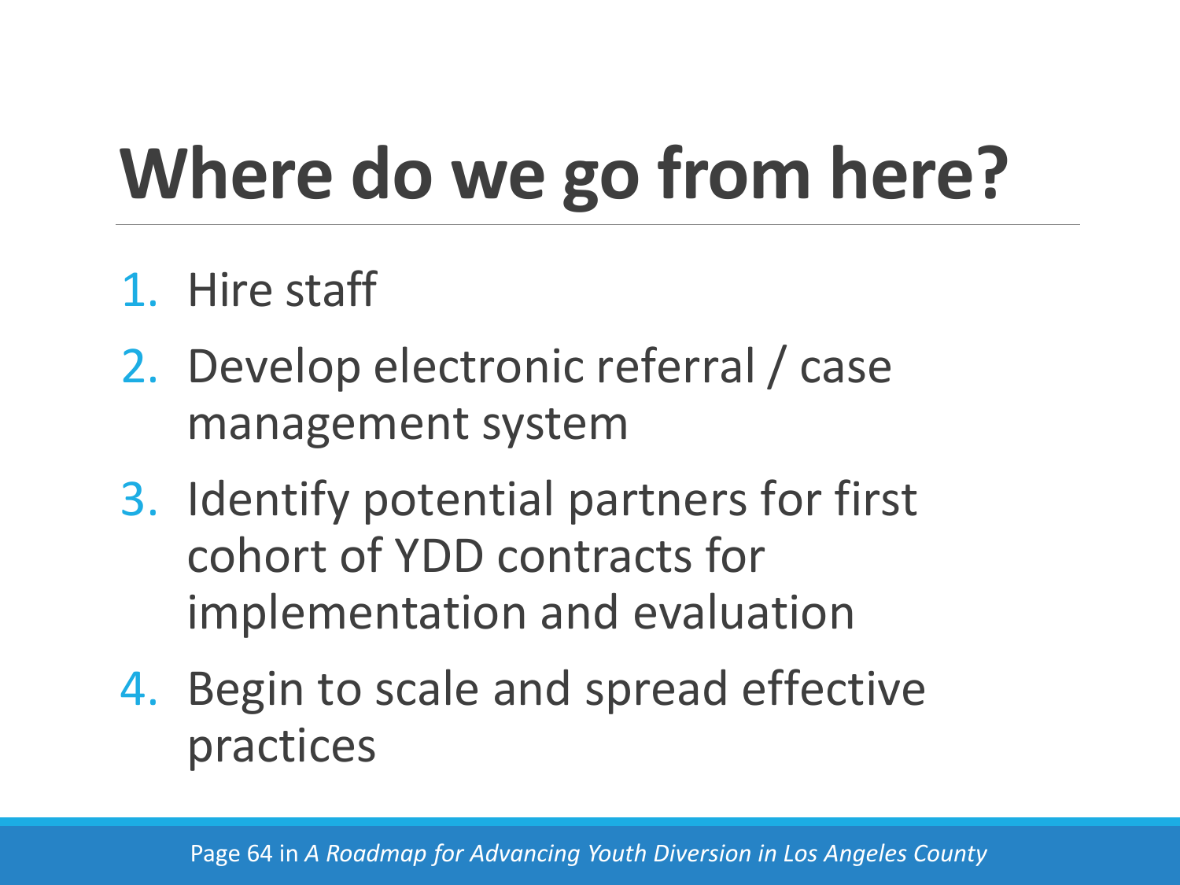# Where do we go from here?

1. Hire staff
2. Develop electronic referral / case management system
3. Identify potential partners for first cohort of YDD contracts for implementation and evaluation
4. Begin to scale and spread effective practices

Page 64 in *A Roadmap for Advancing Youth Diversion in Los Angeles County*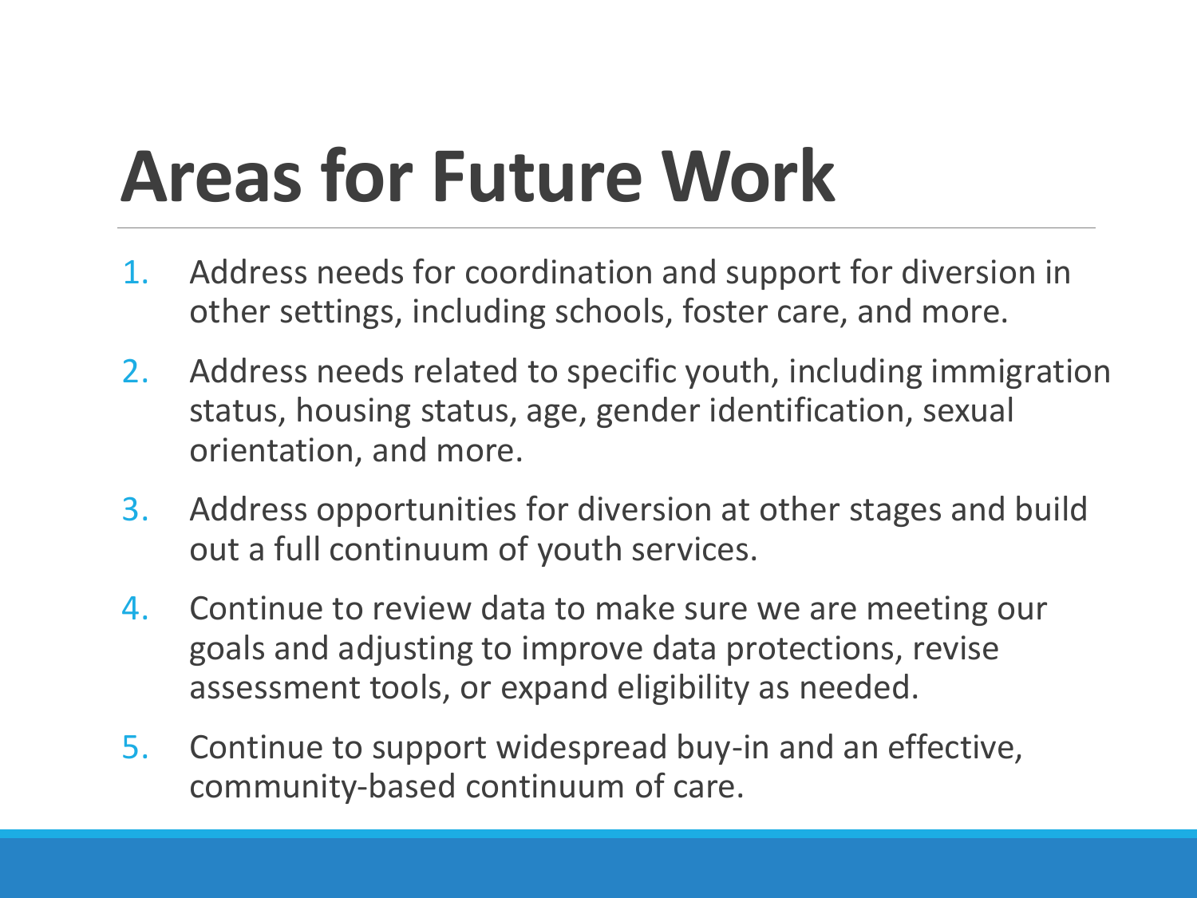# Areas for Future Work

1. Address needs for coordination and support for diversion in other settings, including schools, foster care, and more.
2. Address needs related to specific youth, including immigration status, housing status, age, gender identification, sexual orientation, and more.
3. Address opportunities for diversion at other stages and build out a full continuum of youth services.
4. Continue to review data to make sure we are meeting our goals and adjusting to improve data protections, revise assessment tools, or expand eligibility as needed.
5. Continue to support widespread buy-in and an effective, community-based continuum of care.